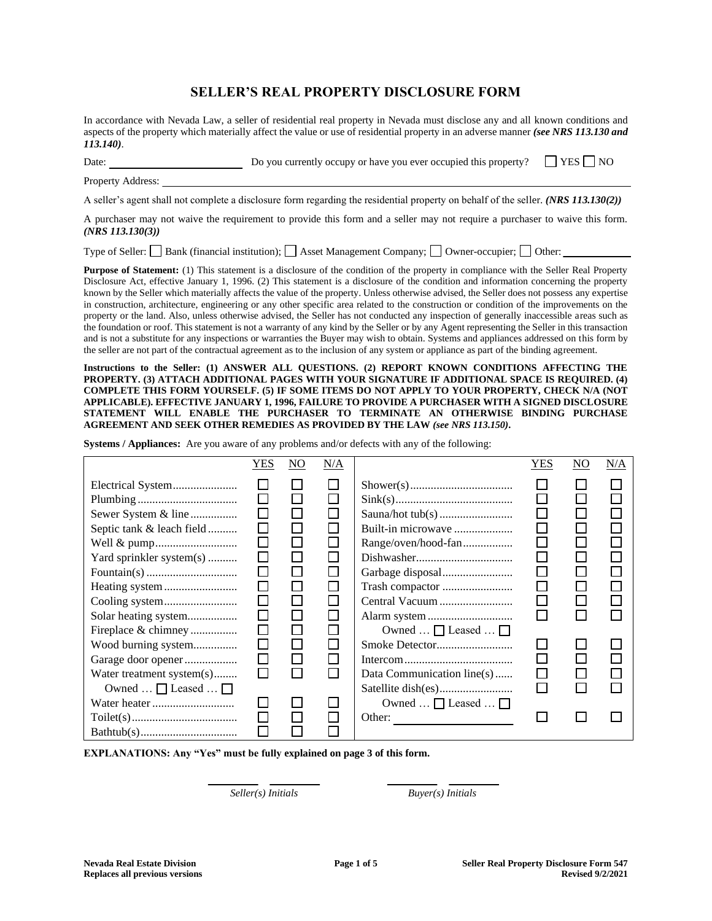# SELLER'S REAL PROPERTY DISCLOSURE FORM

In accordance with Nevada Law, a seller of residential real property in Nevada must disclose any and all known conditions and aspects of the property which materially affect the value or use of residential property in an adverse manner ***(see NRS 113.130 and 113.140)***.

Date: ______________________ Do you currently occupy or have you ever occupied this property? ☐ YES ☐ NO

Property Address: ______________________________________________________________

A seller's agent shall not complete a disclosure form regarding the residential property on behalf of the seller. ***(NRS 113.130(2))***

A purchaser may not waive the requirement to provide this form and a seller may not require a purchaser to waive this form. ***(NRS 113.130(3))***

Type of Seller: ☐ Bank (financial institution); ☐ Asset Management Company; ☐ Owner-occupier; ☐ Other: ____________

**Purpose of Statement:** (1) This statement is a disclosure of the condition of the property in compliance with the Seller Real Property Disclosure Act, effective January 1, 1996. (2) This statement is a disclosure of the condition and information concerning the property known by the Seller which materially affects the value of the property. Unless otherwise advised, the Seller does not possess any expertise in construction, architecture, engineering or any other specific area related to the construction or condition of the improvements on the property or the land. Also, unless otherwise advised, the Seller has not conducted any inspection of generally inaccessible areas such as the foundation or roof. This statement is not a warranty of any kind by the Seller or by any Agent representing the Seller in this transaction and is not a substitute for any inspections or warranties the Buyer may wish to obtain. Systems and appliances addressed on this form by the seller are not part of the contractual agreement as to the inclusion of any system or appliance as part of the binding agreement.

**Instructions to the Seller: (1) ANSWER ALL QUESTIONS. (2) REPORT KNOWN CONDITIONS AFFECTING THE PROPERTY. (3) ATTACH ADDITIONAL PAGES WITH YOUR SIGNATURE IF ADDITIONAL SPACE IS REQUIRED. (4) COMPLETE THIS FORM YOURSELF. (5) IF SOME ITEMS DO NOT APPLY TO YOUR PROPERTY, CHECK N/A (NOT APPLICABLE). EFFECTIVE JANUARY 1, 1996, FAILURE TO PROVIDE A PURCHASER WITH A SIGNED DISCLOSURE STATEMENT WILL ENABLE THE PURCHASER TO TERMINATE AN OTHERWISE BINDING PURCHASE AGREEMENT AND SEEK OTHER REMEDIES AS PROVIDED BY THE LAW *(see NRS 113.150)*.**

**Systems / Appliances:** Are you aware of any problems and/or defects with any of the following:

| | YES | NO | N/A | | YES | NO | N/A |
|---|---|---|---|---|---|---|---|
| Electrical System | ☐ | ☐ | ☐ | Shower(s) | ☐ | ☐ | ☐ |
| Plumbing | ☐ | ☐ | ☐ | Sink(s) | ☐ | ☐ | ☐ |
| Sewer System & line | ☐ | ☐ | ☐ | Sauna/hot tub(s) | ☐ | ☐ | ☐ |
| Septic tank & leach field | ☐ | ☐ | ☐ | Built-in microwave | ☐ | ☐ | ☐ |
| Well & pump | ☐ | ☐ | ☐ | Range/oven/hood-fan | ☐ | ☐ | ☐ |
| Yard sprinkler system(s) | ☐ | ☐ | ☐ | Dishwasher | ☐ | ☐ | ☐ |
| Fountain(s) | ☐ | ☐ | ☐ | Garbage disposal | ☐ | ☐ | ☐ |
| Heating system | ☐ | ☐ | ☐ | Trash compactor | ☐ | ☐ | ☐ |
| Cooling system | ☐ | ☐ | ☐ | Central Vacuum | ☐ | ☐ | ☐ |
| Solar heating system | ☐ | ☐ | ☐ | Alarm system | ☐ | ☐ | ☐ |
| Fireplace & chimney | ☐ | ☐ | ☐ | Owned … ☐ Leased … ☐ | | | |
| Wood burning system | ☐ | ☐ | ☐ | Smoke Detector | ☐ | ☐ | ☐ |
| Garage door opener | ☐ | ☐ | ☐ | Intercom | ☐ | ☐ | ☐ |
| Water treatment system(s) | ☐ | ☐ | ☐ | Data Communication line(s) | ☐ | ☐ | ☐ |
| Owned … ☐ Leased … ☐ | | | | Satellite dish(es) | ☐ | ☐ | ☐ |
| Water heater | ☐ | ☐ | ☐ | Owned … ☐ Leased … ☐ | | | |
| Toilet(s) | ☐ | ☐ | ☐ | Other: ____________ | ☐ | ☐ | ☐ |
| Bathtub(s) | ☐ | ☐ | ☐ | | | | |

**EXPLANATIONS: Any "Yes" must be fully explained on page 3 of this form.**

________ ________ *Seller(s) Initials* ________ ________ *Buyer(s) Initials*

**Nevada Real Estate Division**
**Replaces all previous versions**

**Seller Real Property Disclosure Form 547**
**Revised 9/2/2021**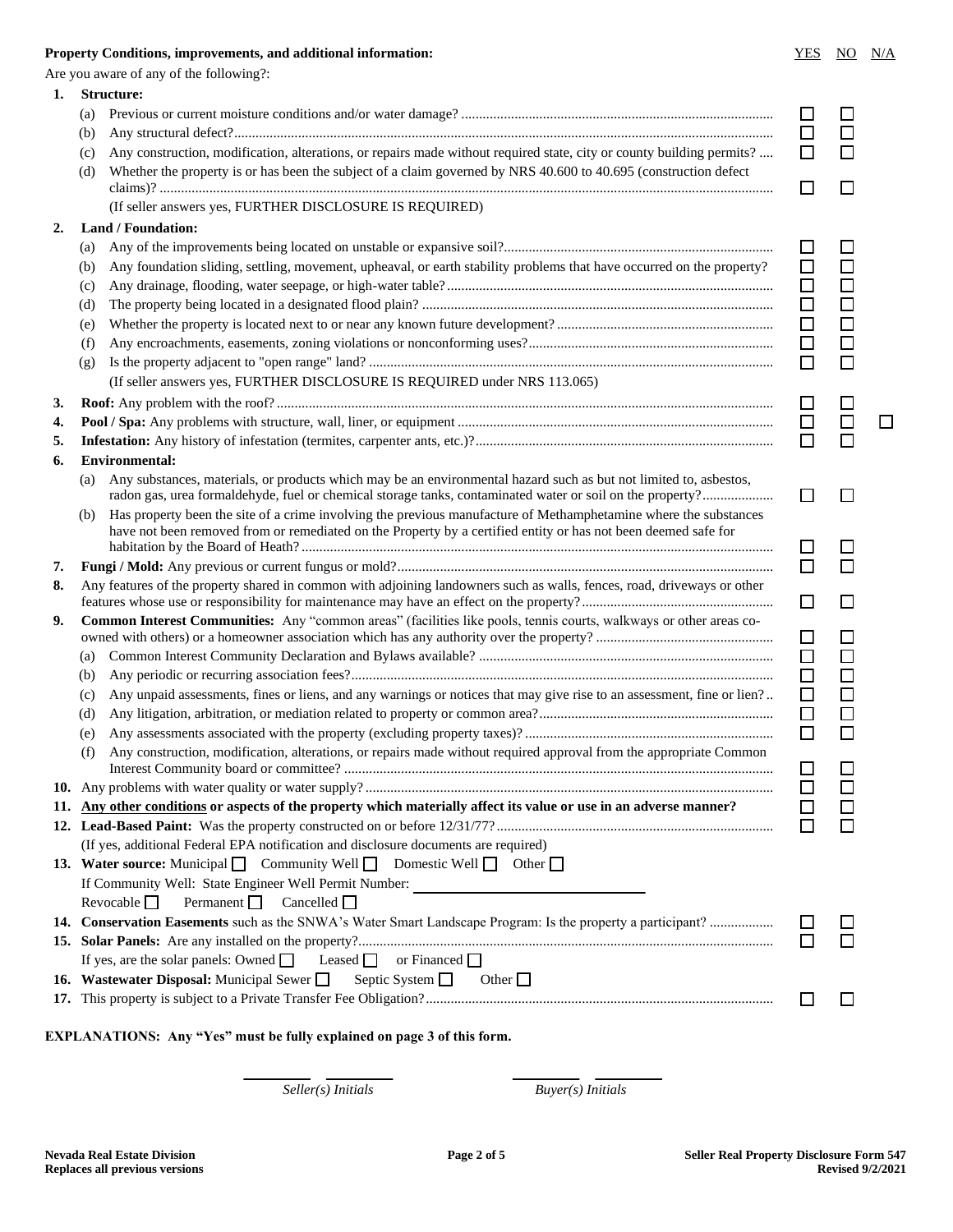**Property Conditions, improvements, and additional information:**

Are you aware of any of the following?:

| | | YES | NO | N/A |
|---|---|---|---|---|
| **1.** | **Structure:** | | | |
| | (a) Previous or current moisture conditions and/or water damage? | ☐ | ☐ | |
| | (b) Any structural defect? | ☐ | ☐ | |
| | (c) Any construction, modification, alterations, or repairs made without required state, city or county building permits? | ☐ | ☐ | |
| | (d) Whether the property is or has been the subject of a claim governed by NRS 40.600 to 40.695 (construction defect claims)? | ☐ | ☐ | |
| | (If seller answers yes, FURTHER DISCLOSURE IS REQUIRED) | | | |
| **2.** | **Land / Foundation:** | | | |
| | (a) Any of the improvements being located on unstable or expansive soil? | ☐ | ☐ | |
| | (b) Any foundation sliding, settling, movement, upheaval, or earth stability problems that have occurred on the property? | ☐ | ☐ | |
| | (c) Any drainage, flooding, water seepage, or high-water table? | ☐ | ☐ | |
| | (d) The property being located in a designated flood plain? | ☐ | ☐ | |
| | (e) Whether the property is located next to or near any known future development? | ☐ | ☐ | |
| | (f) Any encroachments, easements, zoning violations or nonconforming uses? | ☐ | ☐ | |
| | (g) Is the property adjacent to "open range" land? | ☐ | ☐ | |
| | (If seller answers yes, FURTHER DISCLOSURE IS REQUIRED under NRS 113.065) | | | |
| **3.** | **Roof:** Any problem with the roof? | ☐ | ☐ | |
| **4.** | **Pool / Spa:** Any problems with structure, wall, liner, or equipment | ☐ | ☐ | ☐ |
| **5.** | **Infestation:** Any history of infestation (termites, carpenter ants, etc.)? | ☐ | ☐ | |
| **6.** | **Environmental:** | | | |
| | (a) Any substances, materials, or products which may be an environmental hazard such as but not limited to, asbestos, radon gas, urea formaldehyde, fuel or chemical storage tanks, contaminated water or soil on the property? | ☐ | ☐ | |
| | (b) Has property been the site of a crime involving the previous manufacture of Methamphetamine where the substances have not been removed from or remediated on the Property by a certified entity or has not been deemed safe for habitation by the Board of Heath? | ☐ | ☐ | |
| **7.** | **Fungi / Mold:** Any previous or current fungus or mold? | ☐ | ☐ | |
| **8.** | Any features of the property shared in common with adjoining landowners such as walls, fences, road, driveways or other features whose use or responsibility for maintenance may have an effect on the property? | ☐ | ☐ | |
| **9.** | **Common Interest Communities:** Any "common areas" (facilities like pools, tennis courts, walkways or other areas co-owned with others) or a homeowner association which has any authority over the property? | ☐ | ☐ | |
| | (a) Common Interest Community Declaration and Bylaws available? | ☐ | ☐ | |
| | (b) Any periodic or recurring association fees? | ☐ | ☐ | |
| | (c) Any unpaid assessments, fines or liens, and any warnings or notices that may give rise to an assessment, fine or lien? | ☐ | ☐ | |
| | (d) Any litigation, arbitration, or mediation related to property or common area? | ☐ | ☐ | |
| | (e) Any assessments associated with the property (excluding property taxes)? | ☐ | ☐ | |
| | (f) Any construction, modification, alterations, or repairs made without required approval from the appropriate Common Interest Community board or committee? | ☐ | ☐ | |
| **10.** | Any problems with water quality or water supply? | ☐ | ☐ | |
| **11.** | **Any other conditions or aspects of the property which materially affect its value or use in an adverse manner?** | ☐ | ☐ | |
| **12.** | **Lead-Based Paint:** Was the property constructed on or before 12/31/77? | ☐ | ☐ | |
| | (If yes, additional Federal EPA notification and disclosure documents are required) | | | |
| **13.** | **Water source:** Municipal ☐ Community Well ☐ Domestic Well ☐ Other ☐ | | | |
| | If Community Well: State Engineer Well Permit Number: ________________ | | | |
| | Revocable ☐ Permanent ☐ Cancelled ☐ | | | |
| **14.** | **Conservation Easements** such as the SNWA's Water Smart Landscape Program: Is the property a participant? | ☐ | ☐ | |
| **15.** | **Solar Panels:** Are any installed on the property? | ☐ | ☐ | |
| | If yes, are the solar panels: Owned ☐ Leased ☐ or Financed ☐ | | | |
| **16.** | **Wastewater Disposal:** Municipal Sewer ☐ Septic System ☐ Other ☐ | | | |
| **17.** | This property is subject to a Private Transfer Fee Obligation? | ☐ | ☐ | |

**EXPLANATIONS: Any "Yes" must be fully explained on page 3 of this form.**

________ ________ *Seller(s) Initials*　　________ ________ *Buyer(s) Initials*

**Nevada Real Estate Division**
**Replaces all previous versions**

**Seller Real Property Disclosure Form 547**
**Revised 9/2/2021**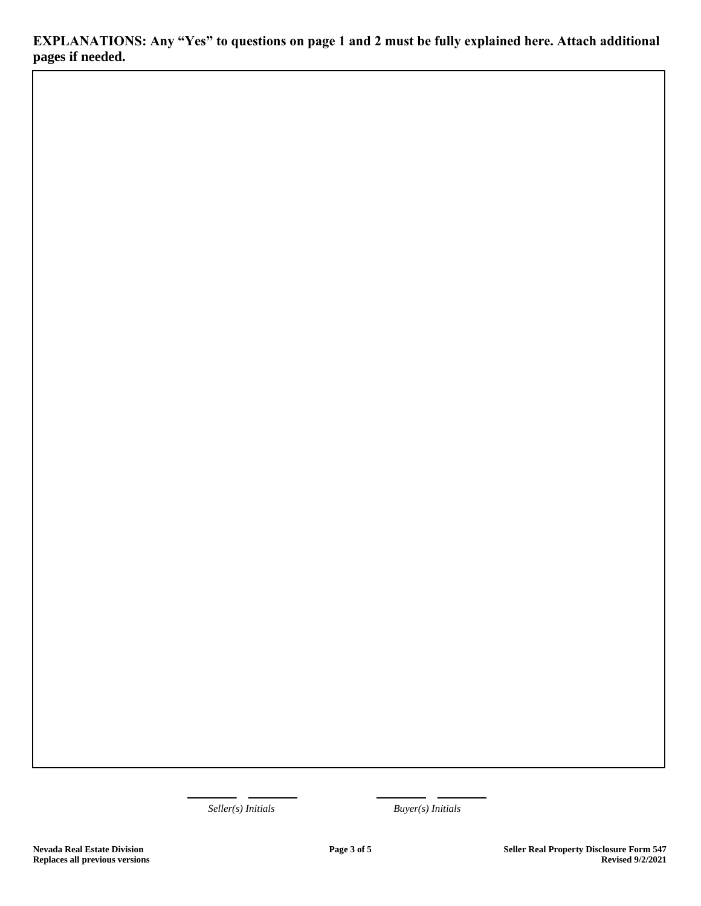**EXPLANATIONS: Any "Yes" to questions on page 1 and 2 must be fully explained here. Attach additional pages if needed.**

\_\_\_\_\_\_\_\_ \_\_\_\_\_\_\_\_ *Seller(s) Initials*

\_\_\_\_\_\_\_\_ \_\_\_\_\_\_\_\_ *Buyer(s) Initials*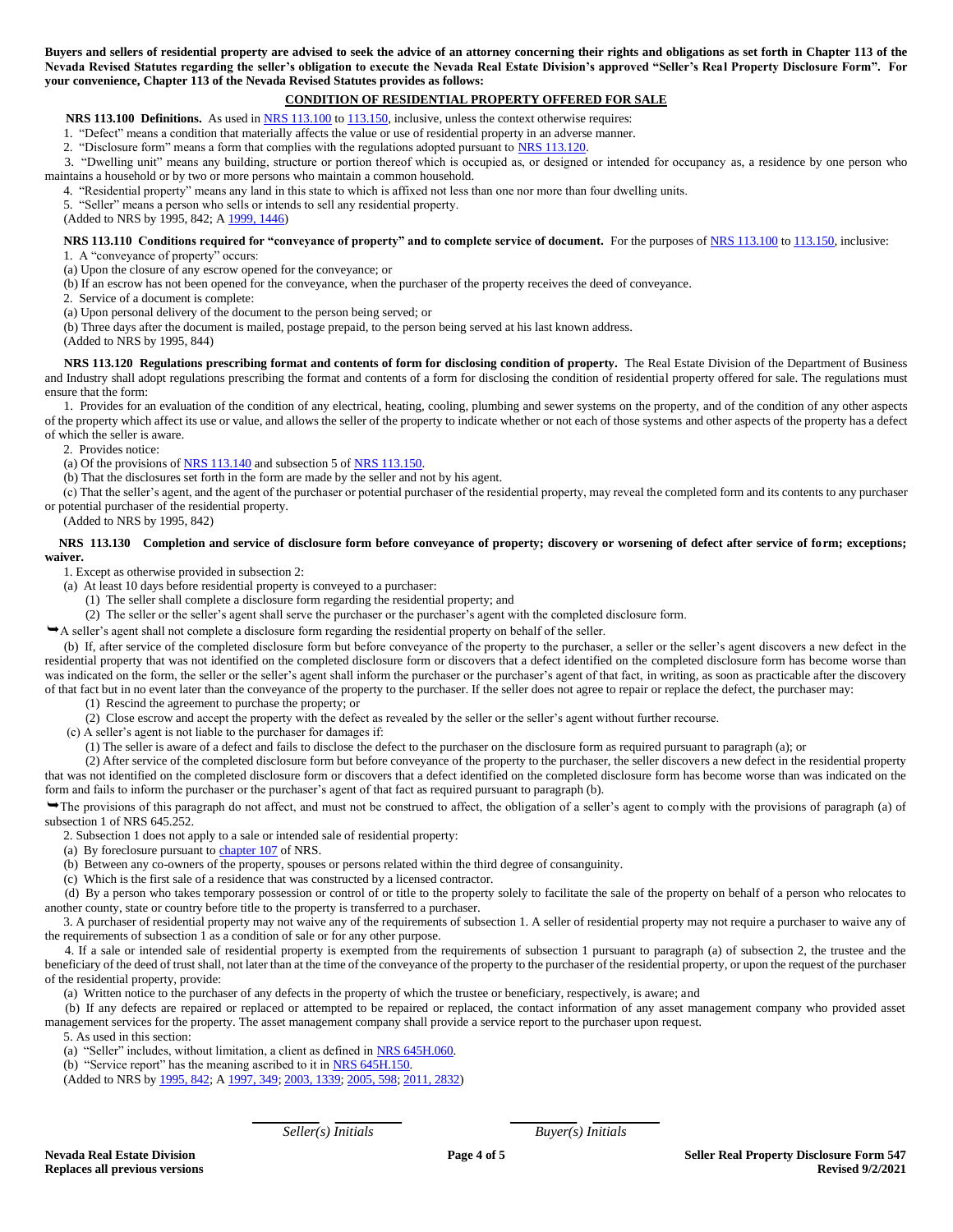**Buyers and sellers of residential property are advised to seek the advice of an attorney concerning their rights and obligations as set forth in Chapter 113 of the Nevada Revised Statutes regarding the seller's obligation to execute the Nevada Real Estate Division's approved "Seller's Real Property Disclosure Form". For your convenience, Chapter 113 of the Nevada Revised Statutes provides as follows:**

## CONDITION OF RESIDENTIAL PROPERTY OFFERED FOR SALE

**NRS 113.100 Definitions.** As used in NRS 113.100 to 113.150, inclusive, unless the context otherwise requires:

1. "Defect" means a condition that materially affects the value or use of residential property in an adverse manner.
2. "Disclosure form" means a form that complies with the regulations adopted pursuant to NRS 113.120.
3. "Dwelling unit" means any building, structure or portion thereof which is occupied as, or designed or intended for occupancy as, a residence by one person who maintains a household or by two or more persons who maintain a common household.
4. "Residential property" means any land in this state to which is affixed not less than one nor more than four dwelling units.
5. "Seller" means a person who sells or intends to sell any residential property.

(Added to NRS by 1995, 842; A 1999, 1446)

**NRS 113.110 Conditions required for "conveyance of property" and to complete service of document.** For the purposes of NRS 113.100 to 113.150, inclusive:

1. A "conveyance of property" occurs:

(a) Upon the closure of any escrow opened for the conveyance; or

(b) If an escrow has not been opened for the conveyance, when the purchaser of the property receives the deed of conveyance.

2. Service of a document is complete:

(a) Upon personal delivery of the document to the person being served; or

(b) Three days after the document is mailed, postage prepaid, to the person being served at his last known address.

(Added to NRS by 1995, 844)

**NRS 113.120 Regulations prescribing format and contents of form for disclosing condition of property.** The Real Estate Division of the Department of Business and Industry shall adopt regulations prescribing the format and contents of a form for disclosing the condition of residential property offered for sale. The regulations must ensure that the form:

1. Provides for an evaluation of the condition of any electrical, heating, cooling, plumbing and sewer systems on the property, and of the condition of any other aspects of the property which affect its use or value, and allows the seller of the property to indicate whether or not each of those systems and other aspects of the property has a defect of which the seller is aware.

2. Provides notice:

(a) Of the provisions of NRS 113.140 and subsection 5 of NRS 113.150.

(b) That the disclosures set forth in the form are made by the seller and not by his agent.

(c) That the seller's agent, and the agent of the purchaser or potential purchaser of the residential property, may reveal the completed form and its contents to any purchaser or potential purchaser of the residential property.

(Added to NRS by 1995, 842)

**NRS 113.130 Completion and service of disclosure form before conveyance of property; discovery or worsening of defect after service of form; exceptions; waiver.**

1. Except as otherwise provided in subsection 2:

(a) At least 10 days before residential property is conveyed to a purchaser:

(1) The seller shall complete a disclosure form regarding the residential property; and

(2) The seller or the seller's agent shall serve the purchaser or the purchaser's agent with the completed disclosure form.

➥A seller's agent shall not complete a disclosure form regarding the residential property on behalf of the seller.

(b) If, after service of the completed disclosure form but before conveyance of the property to the purchaser, a seller or the seller's agent discovers a new defect in the residential property that was not identified on the completed disclosure form or discovers that a defect identified on the completed disclosure form has become worse than was indicated on the form, the seller or the seller's agent shall inform the purchaser or the purchaser's agent of that fact, in writing, as soon as practicable after the discovery of that fact but in no event later than the conveyance of the property to the purchaser. If the seller does not agree to repair or replace the defect, the purchaser may:

(1) Rescind the agreement to purchase the property; or

(2) Close escrow and accept the property with the defect as revealed by the seller or the seller's agent without further recourse.

(c) A seller's agent is not liable to the purchaser for damages if:

(1) The seller is aware of a defect and fails to disclose the defect to the purchaser on the disclosure form as required pursuant to paragraph (a); or

(2) After service of the completed disclosure form but before conveyance of the property to the purchaser, the seller discovers a new defect in the residential property that was not identified on the completed disclosure form or discovers that a defect identified on the completed disclosure form has become worse than was indicated on the form and fails to inform the purchaser or the purchaser's agent of that fact as required pursuant to paragraph (b).

➥The provisions of this paragraph do not affect, and must not be construed to affect, the obligation of a seller's agent to comply with the provisions of paragraph (a) of subsection 1 of NRS 645.252.

2. Subsection 1 does not apply to a sale or intended sale of residential property:

(a) By foreclosure pursuant to chapter 107 of NRS.

(b) Between any co-owners of the property, spouses or persons related within the third degree of consanguinity.

(c) Which is the first sale of a residence that was constructed by a licensed contractor.

(d) By a person who takes temporary possession or control of or title to the property solely to facilitate the sale of the property on behalf of a person who relocates to another county, state or country before title to the property is transferred to a purchaser.

3. A purchaser of residential property may not waive any of the requirements of subsection 1. A seller of residential property may not require a purchaser to waive any of the requirements of subsection 1 as a condition of sale or for any other purpose.

4. If a sale or intended sale of residential property is exempted from the requirements of subsection 1 pursuant to paragraph (a) of subsection 2, the trustee and the beneficiary of the deed of trust shall, not later than at the time of the conveyance of the property to the purchaser of the residential property, or upon the request of the purchaser of the residential property, provide:

(a) Written notice to the purchaser of any defects in the property of which the trustee or beneficiary, respectively, is aware; and

(b) If any defects are repaired or replaced or attempted to be repaired or replaced, the contact information of any asset management company who provided asset management services for the property. The asset management company shall provide a service report to the purchaser upon request.

5. As used in this section:

(a) "Seller" includes, without limitation, a client as defined in NRS 645H.060.

(b) "Service report" has the meaning ascribed to it in NRS 645H.150.

(Added to NRS by 1995, 842; A 1997, 349; 2003, 1339; 2005, 598; 2011, 2832)

______ ______ *Seller(s) Initials* ______ ______ *Buyer(s) Initials*

**Nevada Real Estate Division**
**Replaces all previous versions**

**Seller Real Property Disclosure Form 547**
**Revised 9/2/2021**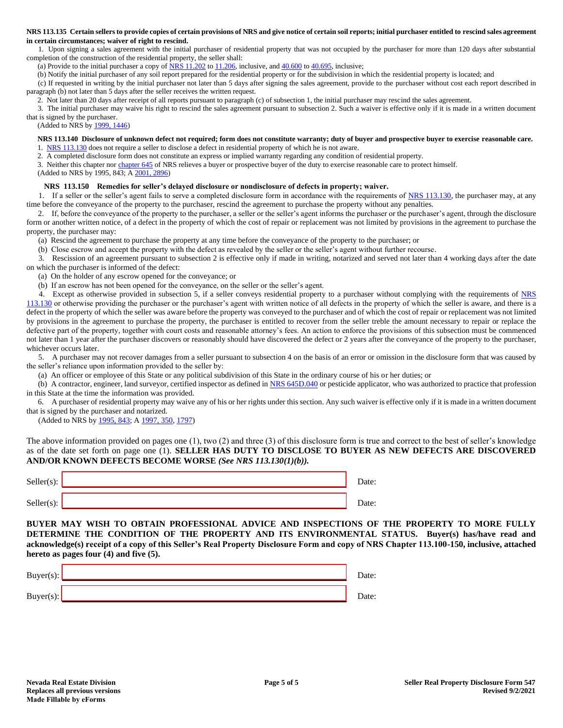**NRS 113.135 Certain sellers to provide copies of certain provisions of NRS and give notice of certain soil reports; initial purchaser entitled to rescind sales agreement in certain circumstances; waiver of right to rescind.**

1. Upon signing a sales agreement with the initial purchaser of residential property that was not occupied by the purchaser for more than 120 days after substantial completion of the construction of the residential property, the seller shall:

(a) Provide to the initial purchaser a copy of NRS 11.202 to 11.206, inclusive, and 40.600 to 40.695, inclusive;

(b) Notify the initial purchaser of any soil report prepared for the residential property or for the subdivision in which the residential property is located; and

(c) If requested in writing by the initial purchaser not later than 5 days after signing the sales agreement, provide to the purchaser without cost each report described in paragraph (b) not later than 5 days after the seller receives the written request.

2. Not later than 20 days after receipt of all reports pursuant to paragraph (c) of subsection 1, the initial purchaser may rescind the sales agreement.

3. The initial purchaser may waive his right to rescind the sales agreement pursuant to subsection 2. Such a waiver is effective only if it is made in a written document that is signed by the purchaser.

(Added to NRS by 1999, 1446)

**NRS 113.140 Disclosure of unknown defect not required; form does not constitute warranty; duty of buyer and prospective buyer to exercise reasonable care.**

1. NRS 113.130 does not require a seller to disclose a defect in residential property of which he is not aware.

2. A completed disclosure form does not constitute an express or implied warranty regarding any condition of residential property.

3. Neither this chapter nor chapter 645 of NRS relieves a buyer or prospective buyer of the duty to exercise reasonable care to protect himself.

(Added to NRS by 1995, 843; A 2001, 2896)

**NRS 113.150 Remedies for seller's delayed disclosure or nondisclosure of defects in property; waiver.**

1. If a seller or the seller's agent fails to serve a completed disclosure form in accordance with the requirements of NRS 113.130, the purchaser may, at any time before the conveyance of the property to the purchaser, rescind the agreement to purchase the property without any penalties.

2. If, before the conveyance of the property to the purchaser, a seller or the seller's agent informs the purchaser or the purchaser's agent, through the disclosure form or another written notice, of a defect in the property of which the cost of repair or replacement was not limited by provisions in the agreement to purchase the property, the purchaser may:

(a) Rescind the agreement to purchase the property at any time before the conveyance of the property to the purchaser; or

(b) Close escrow and accept the property with the defect as revealed by the seller or the seller's agent without further recourse.

3. Rescission of an agreement pursuant to subsection 2 is effective only if made in writing, notarized and served not later than 4 working days after the date on which the purchaser is informed of the defect:

(a) On the holder of any escrow opened for the conveyance; or

(b) If an escrow has not been opened for the conveyance, on the seller or the seller's agent.

4. Except as otherwise provided in subsection 5, if a seller conveys residential property to a purchaser without complying with the requirements of NRS 113.130 or otherwise providing the purchaser or the purchaser's agent with written notice of all defects in the property of which the seller is aware, and there is a defect in the property of which the seller was aware before the property was conveyed to the purchaser and of which the cost of repair or replacement was not limited by provisions in the agreement to purchase the property, the purchaser is entitled to recover from the seller treble the amount necessary to repair or replace the defective part of the property, together with court costs and reasonable attorney's fees. An action to enforce the provisions of this subsection must be commenced not later than 1 year after the purchaser discovers or reasonably should have discovered the defect or 2 years after the conveyance of the property to the purchaser, whichever occurs later.

5. A purchaser may not recover damages from a seller pursuant to subsection 4 on the basis of an error or omission in the disclosure form that was caused by the seller's reliance upon information provided to the seller by:

(a) An officer or employee of this State or any political subdivision of this State in the ordinary course of his or her duties; or

(b) A contractor, engineer, land surveyor, certified inspector as defined in NRS 645D.040 or pesticide applicator, who was authorized to practice that profession in this State at the time the information was provided.

6. A purchaser of residential property may waive any of his or her rights under this section. Any such waiver is effective only if it is made in a written document that is signed by the purchaser and notarized.

(Added to NRS by 1995, 843; A 1997, 350, 1797)

The above information provided on pages one (1), two (2) and three (3) of this disclosure form is true and correct to the best of seller's knowledge as of the date set forth on page one (1). **SELLER HAS DUTY TO DISCLOSE TO BUYER AS NEW DEFECTS ARE DISCOVERED AND/OR KNOWN DEFECTS BECOME WORSE** ***(See NRS 113.130(1)(b)).***

Seller(s): ______________________________ Date:

Seller(s): ______________________________ Date:

**BUYER MAY WISH TO OBTAIN PROFESSIONAL ADVICE AND INSPECTIONS OF THE PROPERTY TO MORE FULLY DETERMINE THE CONDITION OF THE PROPERTY AND ITS ENVIRONMENTAL STATUS. Buyer(s) has/have read and acknowledge(s) receipt of a copy of this Seller's Real Property Disclosure Form and copy of NRS Chapter 113.100-150, inclusive, attached hereto as pages four (4) and five (5).**

Buyer(s): ______________________________ Date:

Buyer(s): ______________________________ Date:

**Nevada Real Estate Division**
**Replaces all previous versions**
**Made Fillable by eForms**

**Seller Real Property Disclosure Form 547**
**Revised 9/2/2021**